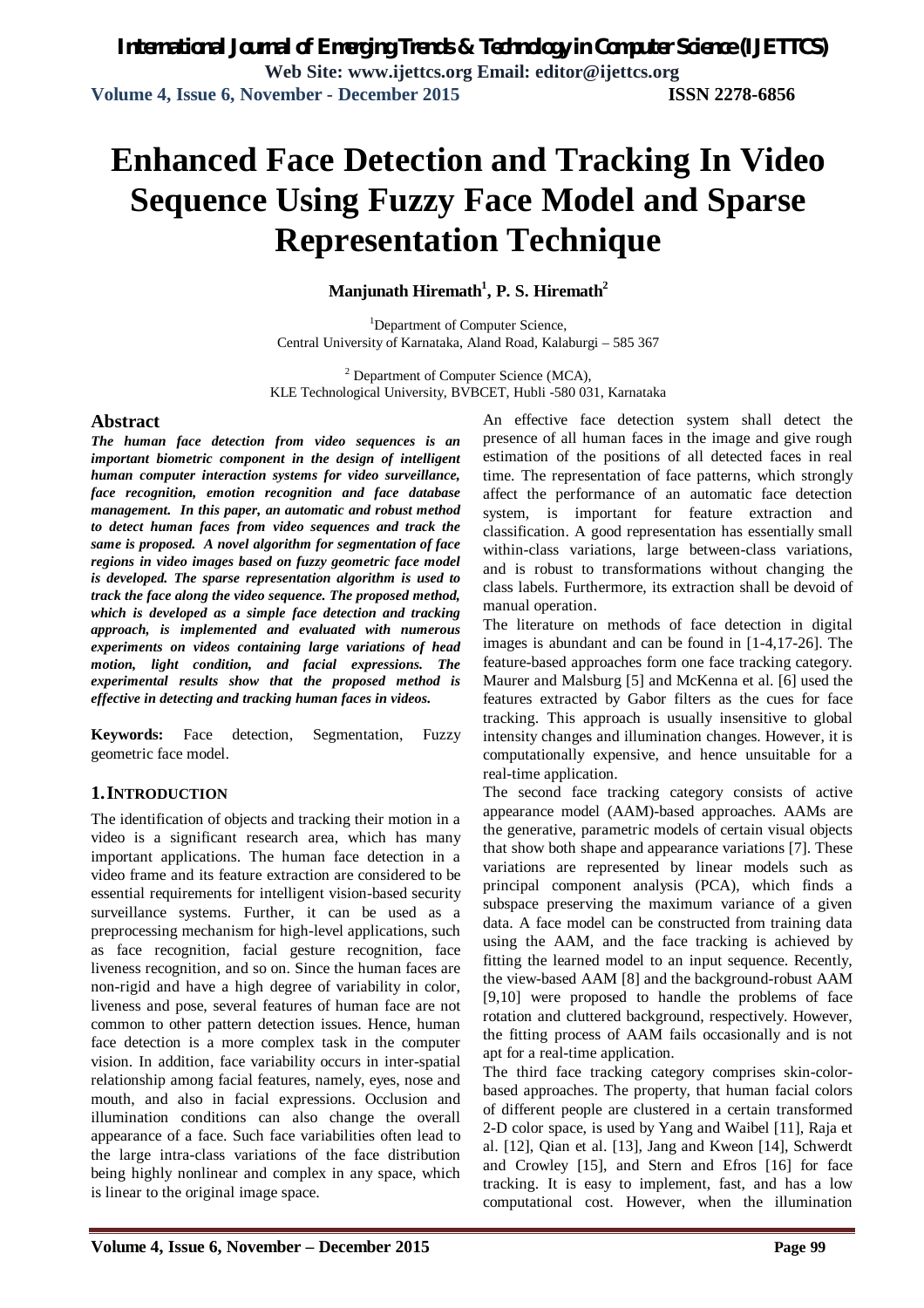# Enhanced Face Detection and Tracking In Video Sequence Using Fuzzy Face Model and Sparse Representation Technique

**Manjunath Hiremath[1], P. S. Hiremath[2]**

[1]Department of Computer Science,
Central University of Karnataka, Aland Road, Kalaburgi – 585 367

[2] Department of Computer Science (MCA),
KLE Technological University, BVBCET, Hubli -580 031, Karnataka

## Abstract

***The human face detection from video sequences is an important biometric component in the design of intelligent human computer interaction systems for video surveillance, face recognition, emotion recognition and face database management. In this paper, an automatic and robust method to detect human faces from video sequences and track the same is proposed. A novel algorithm for segmentation of face regions in video images based on fuzzy geometric face model is developed. The sparse representation algorithm is used to track the face along the video sequence. The proposed method, which is developed as a simple face detection and tracking approach, is implemented and evaluated with numerous experiments on videos containing large variations of head motion, light condition, and facial expressions. The experimental results show that the proposed method is effective in detecting and tracking human faces in videos.***

**Keywords:** Face detection, Segmentation, Fuzzy geometric face model.

## 1. INTRODUCTION

The identification of objects and tracking their motion in a video is a significant research area, which has many important applications. The human face detection in a video frame and its feature extraction are considered to be essential requirements for intelligent vision-based security surveillance systems. Further, it can be used as a preprocessing mechanism for high-level applications, such as face recognition, facial gesture recognition, face liveness recognition, and so on. Since the human faces are non-rigid and have a high degree of variability in color, liveness and pose, several features of human face are not common to other pattern detection issues. Hence, human face detection is a more complex task in the computer vision. In addition, face variability occurs in inter-spatial relationship among facial features, namely, eyes, nose and mouth, and also in facial expressions. Occlusion and illumination conditions can also change the overall appearance of a face. Such face variabilities often lead to the large intra-class variations of the face distribution being highly nonlinear and complex in any space, which is linear to the original image space.

An effective face detection system shall detect the presence of all human faces in the image and give rough estimation of the positions of all detected faces in real time. The representation of face patterns, which strongly affect the performance of an automatic face detection system, is important for feature extraction and classification. A good representation has essentially small within-class variations, large between-class variations, and is robust to transformations without changing the class labels. Furthermore, its extraction shall be devoid of manual operation.

The literature on methods of face detection in digital images is abundant and can be found in [1-4,17-26]. The feature-based approaches form one face tracking category. Maurer and Malsburg [5] and McKenna et al. [6] used the features extracted by Gabor filters as the cues for face tracking. This approach is usually insensitive to global intensity changes and illumination changes. However, it is computationally expensive, and hence unsuitable for a real-time application.

The second face tracking category consists of active appearance model (AAM)-based approaches. AAMs are the generative, parametric models of certain visual objects that show both shape and appearance variations [7]. These variations are represented by linear models such as principal component analysis (PCA), which finds a subspace preserving the maximum variance of a given data. A face model can be constructed from training data using the AAM, and the face tracking is achieved by fitting the learned model to an input sequence. Recently, the view-based AAM [8] and the background-robust AAM [9,10] were proposed to handle the problems of face rotation and cluttered background, respectively. However, the fitting process of AAM fails occasionally and is not apt for a real-time application.

The third face tracking category comprises skin-color-based approaches. The property, that human facial colors of different people are clustered in a certain transformed 2-D color space, is used by Yang and Waibel [11], Raja et al. [12], Qian et al. [13], Jang and Kweon [14], Schwerdt and Crowley [15], and Stern and Efros [16] for face tracking. It is easy to implement, fast, and has a low computational cost. However, when the illumination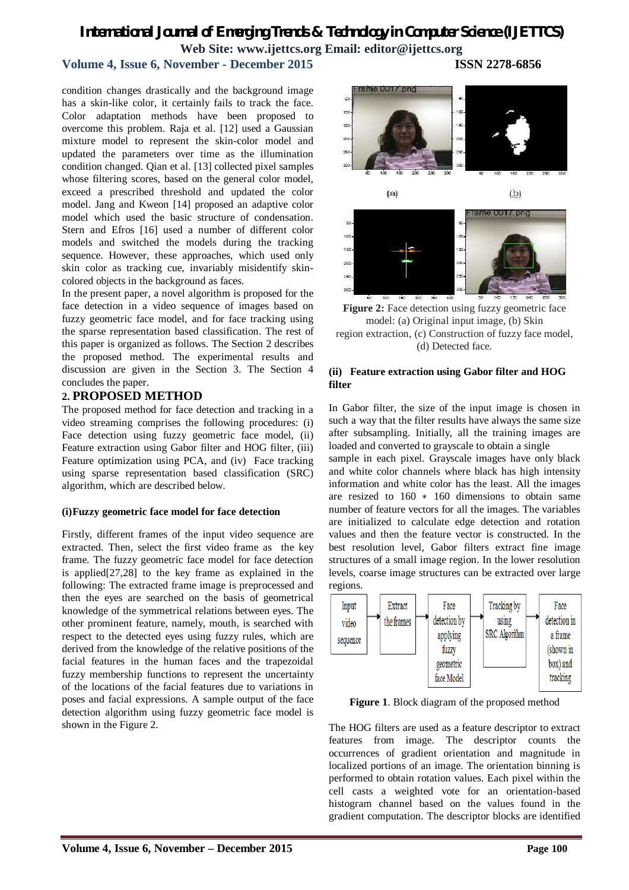condition changes drastically and the background image has a skin-like color, it certainly fails to track the face. Color adaptation methods have been proposed to overcome this problem. Raja et al. [12] used a Gaussian mixture model to represent the skin-color model and updated the parameters over time as the illumination condition changed. Qian et al. [13] collected pixel samples whose filtering scores, based on the general color model, exceed a prescribed threshold and updated the color model. Jang and Kweon [14] proposed an adaptive color model which used the basic structure of condensation. Stern and Efros [16] used a number of different color models and switched the models during the tracking sequence. However, these approaches, which used only skin color as tracking cue, invariably misidentify skin-colored objects in the background as faces.

In the present paper, a novel algorithm is proposed for the face detection in a video sequence of images based on fuzzy geometric face model, and for face tracking using the sparse representation based classification. The rest of this paper is organized as follows. The Section 2 describes the proposed method. The experimental results and discussion are given in the Section 3. The Section 4 concludes the paper.

## 2. PROPOSED METHOD

The proposed method for face detection and tracking in a video streaming comprises the following procedures: (i) Face detection using fuzzy geometric face model, (ii) Feature extraction using Gabor filter and HOG filter, (iii) Feature optimization using PCA, and (iv) Face tracking using sparse representation based classification (SRC) algorithm, which are described below.

**(i)Fuzzy geometric face model for face detection**

Firstly, different frames of the input video sequence are extracted. Then, select the first video frame as the key frame. The fuzzy geometric face model for face detection is applied[27,28] to the key frame as explained in the following: The extracted frame image is preprocessed and then the eyes are searched on the basis of geometrical knowledge of the symmetrical relations between eyes. The other prominent feature, namely, mouth, is searched with respect to the detected eyes using fuzzy rules, which are derived from the knowledge of the relative positions of the facial features in the human faces and the trapezoidal fuzzy membership functions to represent the uncertainty of the locations of the facial features due to variations in poses and facial expressions. A sample output of the face detection algorithm using fuzzy geometric face model is shown in the Figure 2.

**Figure 2:** Face detection using fuzzy geometric face model: (a) Original input image, (b) Skin region extraction, (c) Construction of fuzzy face model, (d) Detected face.

**(ii) Feature extraction using Gabor filter and HOG filter**

In Gabor filter, the size of the input image is chosen in such a way that the filter results have always the same size after subsampling. Initially, all the training images are loaded and converted to grayscale to obtain a single sample in each pixel. Grayscale images have only black and white color channels where black has high intensity information and white color has the least. All the images are resized to 160 ∗ 160 dimensions to obtain same number of feature vectors for all the images. The variables are initialized to calculate edge detection and rotation values and then the feature vector is constructed. In the best resolution level, Gabor filters extract fine image structures of a small image region. In the lower resolution levels, coarse image structures can be extracted over large regions.

Input video sequence → Extract the frames → Face detection by applying fuzzy geometric face Model → Tracking by using SRC Algorithm → Face detection in a frame (shown in box) and tracking

**Figure 1**. Block diagram of the proposed method

The HOG filters are used as a feature descriptor to extract features from image. The descriptor counts the occurrences of gradient orientation and magnitude in localized portions of an image. The orientation binning is performed to obtain rotation values. Each pixel within the cell casts a weighted vote for an orientation-based histogram channel based on the values found in the gradient computation. The descriptor blocks are identified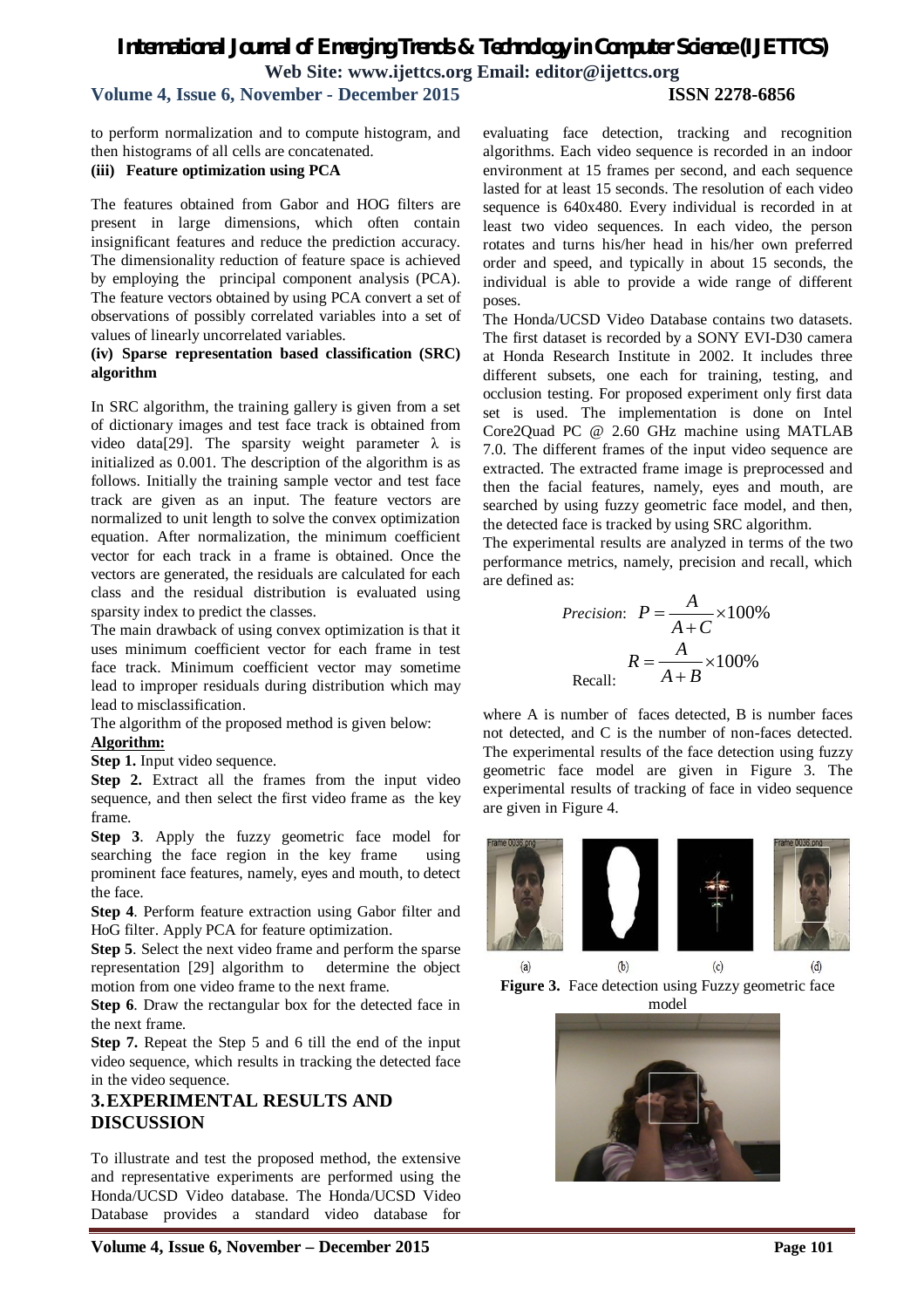to perform normalization and to compute histogram, and then histograms of all cells are concatenated.

**(iii) Feature optimization using PCA**

The features obtained from Gabor and HOG filters are present in large dimensions, which often contain insignificant features and reduce the prediction accuracy. The dimensionality reduction of feature space is achieved by employing the principal component analysis (PCA). The feature vectors obtained by using PCA convert a set of observations of possibly correlated variables into a set of values of linearly uncorrelated variables.

**(iv) Sparse representation based classification (SRC) algorithm**

In SRC algorithm, the training gallery is given from a set of dictionary images and test face track is obtained from video data[29]. The sparsity weight parameter $\lambda$ is initialized as 0.001. The description of the algorithm is as follows. Initially the training sample vector and test face track are given as an input. The feature vectors are normalized to unit length to solve the convex optimization equation. After normalization, the minimum coefficient vector for each track in a frame is obtained. Once the vectors are generated, the residuals are calculated for each class and the residual distribution is evaluated using sparsity index to predict the classes.

The main drawback of using convex optimization is that it uses minimum coefficient vector for each frame in test face track. Minimum coefficient vector may sometime lead to improper residuals during distribution which may lead to misclassification.

The algorithm of the proposed method is given below:

**Algorithm:**

**Step 1.** Input video sequence.

**Step 2.** Extract all the frames from the input video sequence, and then select the first video frame as the key frame.

**Step 3**. Apply the fuzzy geometric face model for searching the face region in the key frame using prominent face features, namely, eyes and mouth, to detect the face.

**Step 4**. Perform feature extraction using Gabor filter and HoG filter. Apply PCA for feature optimization.

**Step 5**. Select the next video frame and perform the sparse representation [29] algorithm to determine the object motion from one video frame to the next frame.

**Step 6**. Draw the rectangular box for the detected face in the next frame.

**Step 7.** Repeat the Step 5 and 6 till the end of the input video sequence, which results in tracking the detected face in the video sequence.

## 3. EXPERIMENTAL RESULTS AND DISCUSSION

To illustrate and test the proposed method, the extensive and representative experiments are performed using the Honda/UCSD Video database. The Honda/UCSD Video Database provides a standard video database for evaluating face detection, tracking and recognition algorithms. Each video sequence is recorded in an indoor environment at 15 frames per second, and each sequence lasted for at least 15 seconds. The resolution of each video sequence is 640x480. Every individual is recorded in at least two video sequences. In each video, the person rotates and turns his/her head in his/her own preferred order and speed, and typically in about 15 seconds, the individual is able to provide a wide range of different poses.

The Honda/UCSD Video Database contains two datasets. The first dataset is recorded by a SONY EVI-D30 camera at Honda Research Institute in 2002. It includes three different subsets, one each for training, testing, and occlusion testing. For proposed experiment only first data set is used. The implementation is done on Intel Core2Quad PC @ 2.60 GHz machine using MATLAB 7.0. The different frames of the input video sequence are extracted. The extracted frame image is preprocessed and then the facial features, namely, eyes and mouth, are searched by using fuzzy geometric face model, and then, the detected face is tracked by using SRC algorithm.

The experimental results are analyzed in terms of the two performance metrics, namely, precision and recall, which are defined as:

$$\text{Precision: } P = \frac{A}{A+C} \times 100\%$$

$$\text{Recall: } R = \frac{A}{A+B} \times 100\%$$

where A is number of faces detected, B is number faces not detected, and C is the number of non-faces detected. The experimental results of the face detection using fuzzy geometric face model are given in Figure 3. The experimental results of tracking of face in video sequence are given in Figure 4.

(a) (b) (c) (d)

**Figure 3.** Face detection using Fuzzy geometric face model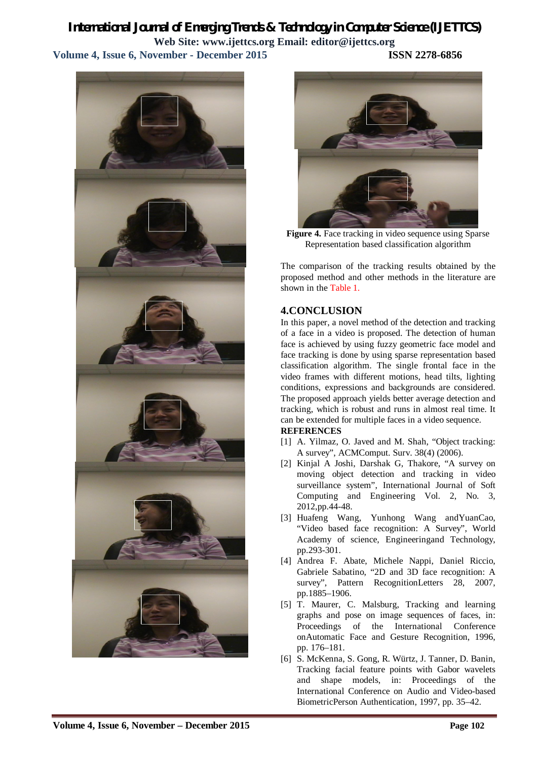**Figure 4.** Face tracking in video sequence using Sparse Representation based classification algorithm

The comparison of the tracking results obtained by the proposed method and other methods in the literature are shown in the Table 1.

## 4.CONCLUSION

In this paper, a novel method of the detection and tracking of a face in a video is proposed. The detection of human face is achieved by using fuzzy geometric face model and face tracking is done by using sparse representation based classification algorithm. The single frontal face in the video frames with different motions, head tilts, lighting conditions, expressions and backgrounds are considered. The proposed approach yields better average detection and tracking, which is robust and runs in almost real time. It can be extended for multiple faces in a video sequence.

**REFERENCES**

[1] A. Yilmaz, O. Javed and M. Shah, "Object tracking: A survey", ACMComput. Surv. 38(4) (2006).

[2] Kinjal A Joshi, Darshak G, Thakore, "A survey on moving object detection and tracking in video surveillance system", International Journal of Soft Computing and Engineering Vol. 2, No. 3, 2012,pp.44-48.

[3] Huafeng Wang, Yunhong Wang andYuanCao, "Video based face recognition: A Survey", World Academy of science, Engineeringand Technology, pp.293-301.

[4] Andrea F. Abate, Michele Nappi, Daniel Riccio, Gabriele Sabatino, "2D and 3D face recognition: A survey", Pattern RecognitionLetters 28, 2007, pp.1885–1906.

[5] T. Maurer, C. Malsburg, Tracking and learning graphs and pose on image sequences of faces, in: Proceedings of the International Conference onAutomatic Face and Gesture Recognition, 1996, pp. 176–181.

[6] S. McKenna, S. Gong, R. Würtz, J. Tanner, D. Banin, Tracking facial feature points with Gabor wavelets and shape models, in: Proceedings of the International Conference on Audio and Video-based BiometricPerson Authentication, 1997, pp. 35–42.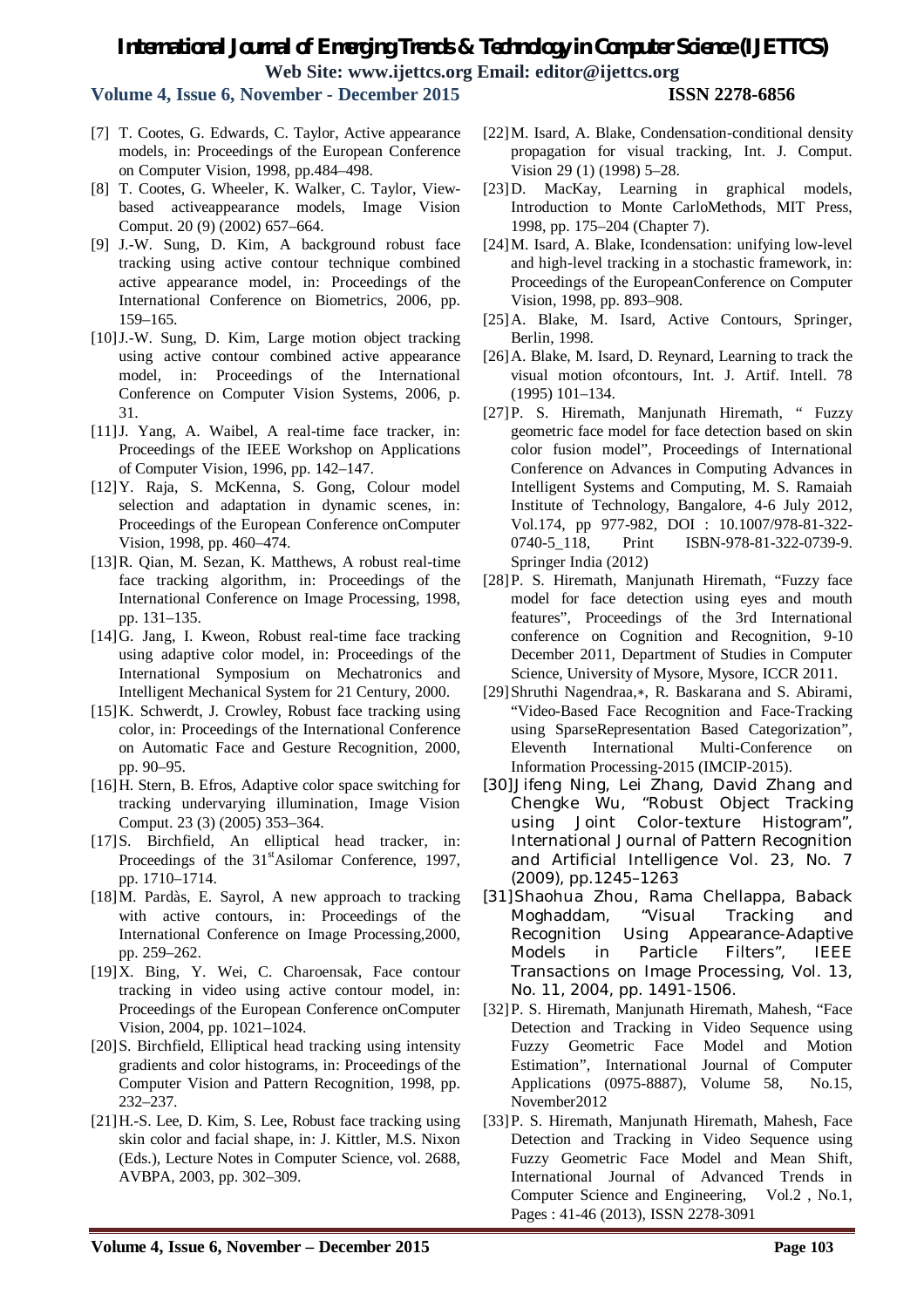[7] T. Cootes, G. Edwards, C. Taylor, Active appearance models, in: Proceedings of the European Conference on Computer Vision, 1998, pp.484–498.

[8] T. Cootes, G. Wheeler, K. Walker, C. Taylor, View-based activeappearance models, Image Vision Comput. 20 (9) (2002) 657–664.

[9] J.-W. Sung, D. Kim, A background robust face tracking using active contour technique combined active appearance model, in: Proceedings of the International Conference on Biometrics, 2006, pp. 159–165.

[10] J.-W. Sung, D. Kim, Large motion object tracking using active contour combined active appearance model, in: Proceedings of the International Conference on Computer Vision Systems, 2006, p. 31.

[11] J. Yang, A. Waibel, A real-time face tracker, in: Proceedings of the IEEE Workshop on Applications of Computer Vision, 1996, pp. 142–147.

[12] Y. Raja, S. McKenna, S. Gong, Colour model selection and adaptation in dynamic scenes, in: Proceedings of the European Conference onComputer Vision, 1998, pp. 460–474.

[13] R. Qian, M. Sezan, K. Matthews, A robust real-time face tracking algorithm, in: Proceedings of the International Conference on Image Processing, 1998, pp. 131–135.

[14] G. Jang, I. Kweon, Robust real-time face tracking using adaptive color model, in: Proceedings of the International Symposium on Mechatronics and Intelligent Mechanical System for 21 Century, 2000.

[15] K. Schwerdt, J. Crowley, Robust face tracking using color, in: Proceedings of the International Conference on Automatic Face and Gesture Recognition, 2000, pp. 90–95.

[16] H. Stern, B. Efros, Adaptive color space switching for tracking undervarying illumination, Image Vision Comput. 23 (3) (2005) 353–364.

[17] S. Birchfield, An elliptical head tracker, in: Proceedings of the 31st Asilomar Conference, 1997, pp. 1710–1714.

[18] M. Pardàs, E. Sayrol, A new approach to tracking with active contours, in: Proceedings of the International Conference on Image Processing,2000, pp. 259–262.

[19] X. Bing, Y. Wei, C. Charoensak, Face contour tracking in video using active contour model, in: Proceedings of the European Conference onComputer Vision, 2004, pp. 1021–1024.

[20] S. Birchfield, Elliptical head tracking using intensity gradients and color histograms, in: Proceedings of the Computer Vision and Pattern Recognition, 1998, pp. 232–237.

[21] H.-S. Lee, D. Kim, S. Lee, Robust face tracking using skin color and facial shape, in: J. Kittler, M.S. Nixon (Eds.), Lecture Notes in Computer Science, vol. 2688, AVBPA, 2003, pp. 302–309.

[22] M. Isard, A. Blake, Condensation-conditional density propagation for visual tracking, Int. J. Comput. Vision 29 (1) (1998) 5–28.

[23] D. MacKay, Learning in graphical models, Introduction to Monte CarloMethods, MIT Press, 1998, pp. 175–204 (Chapter 7).

[24] M. Isard, A. Blake, Icondensation: unifying low-level and high-level tracking in a stochastic framework, in: Proceedings of the EuropeanConference on Computer Vision, 1998, pp. 893–908.

[25] A. Blake, M. Isard, Active Contours, Springer, Berlin, 1998.

[26] A. Blake, M. Isard, D. Reynard, Learning to track the visual motion ofcontours, Int. J. Artif. Intell. 78 (1995) 101–134.

[27] P. S. Hiremath, Manjunath Hiremath, " Fuzzy geometric face model for face detection based on skin color fusion model", Proceedings of International Conference on Advances in Computing Advances in Intelligent Systems and Computing, M. S. Ramaiah Institute of Technology, Bangalore, 4-6 July 2012, Vol.174, pp 977-982, DOI : 10.1007/978-81-322-0740-5_118, Print ISBN-978-81-322-0739-9. Springer India (2012)

[28] P. S. Hiremath, Manjunath Hiremath, "Fuzzy face model for face detection using eyes and mouth features", Proceedings of the 3rd International conference on Cognition and Recognition, 9-10 December 2011, Department of Studies in Computer Science, University of Mysore, Mysore, ICCR 2011.

[29] Shruthi Nagendraa,∗, R. Baskarana and S. Abirami, "Video-Based Face Recognition and Face-Tracking using SparseRepresentation Based Categorization", Eleventh International Multi-Conference on Information Processing-2015 (IMCIP-2015).

[30] Jifeng Ning, Lei Zhang, David Zhang and Chengke Wu, "Robust Object Tracking using Joint Color-texture Histogram", International Journal of Pattern Recognition and Artificial Intelligence Vol. 23, No. 7 (2009), pp.1245–1263

[31] Shaohua Zhou, Rama Chellappa, Baback Moghaddam, "Visual Tracking and Recognition Using Appearance-Adaptive Models in Particle Filters", IEEE Transactions on Image Processing, Vol. 13, No. 11, 2004, pp. 1491-1506.

[32] P. S. Hiremath, Manjunath Hiremath, Mahesh, "Face Detection and Tracking in Video Sequence using Fuzzy Geometric Face Model and Motion Estimation", International Journal of Computer Applications (0975-8887), Volume 58, No.15, November2012

[33] P. S. Hiremath, Manjunath Hiremath, Mahesh, Face Detection and Tracking in Video Sequence using Fuzzy Geometric Face Model and Mean Shift, International Journal of Advanced Trends in Computer Science and Engineering, Vol.2 , No.1, Pages : 41-46 (2013), ISSN 2278-3091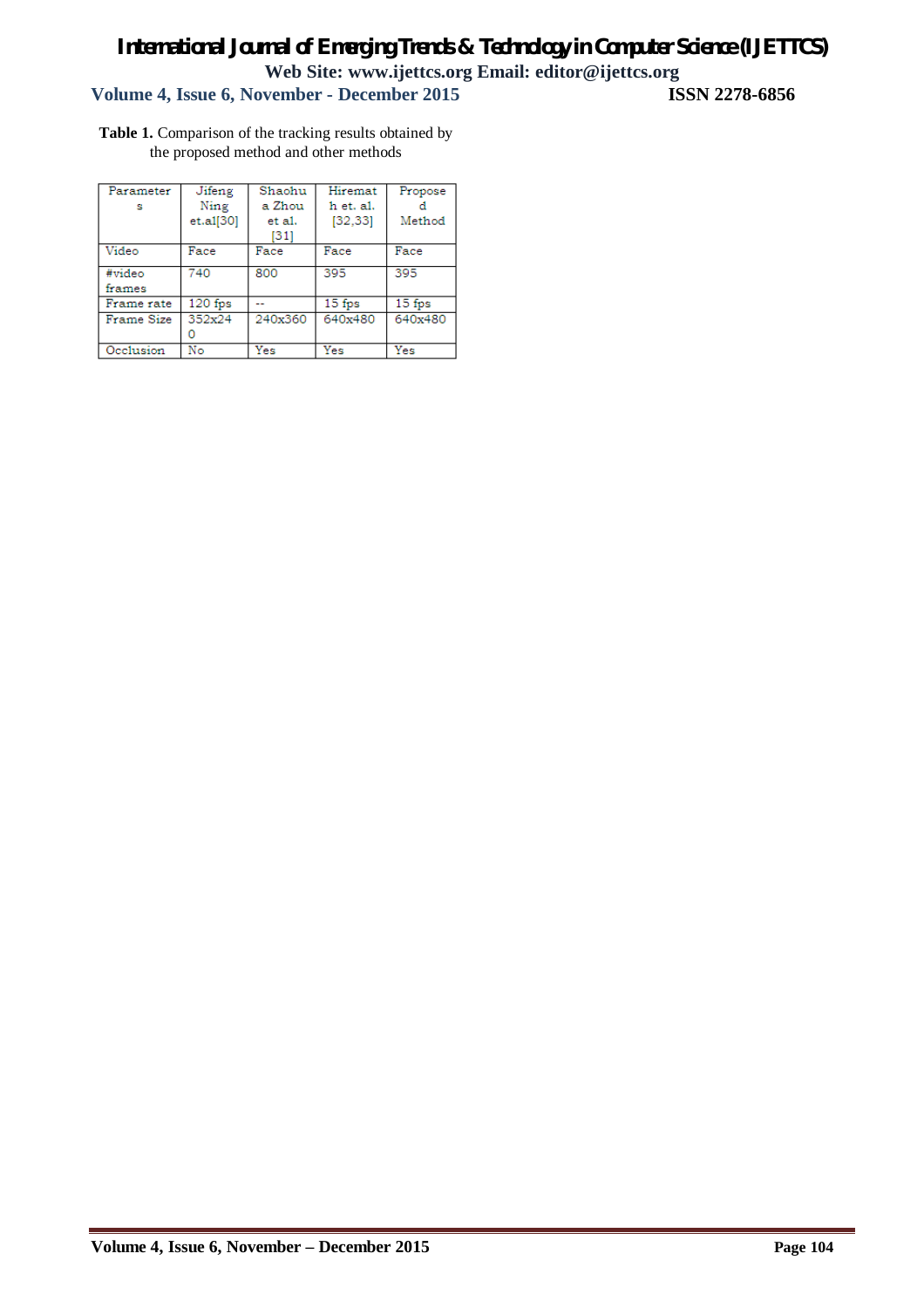**Table 1.** Comparison of the tracking results obtained by the proposed method and other methods

| Parameters | Jifeng Ning et.al[30] | Shaohua Zhou et al. [31] | Hiremath et. al. [32,33] | Proposed Method |
|---|---|---|---|---|
| Video | Face | Face | Face | Face |
| #video frames | 740 | 800 | 395 | 395 |
| Frame rate | 120 fps | -- | 15 fps | 15 fps |
| Frame Size | 352x240 | 240x360 | 640x480 | 640x480 |
| Occlusion | No | Yes | Yes | Yes |